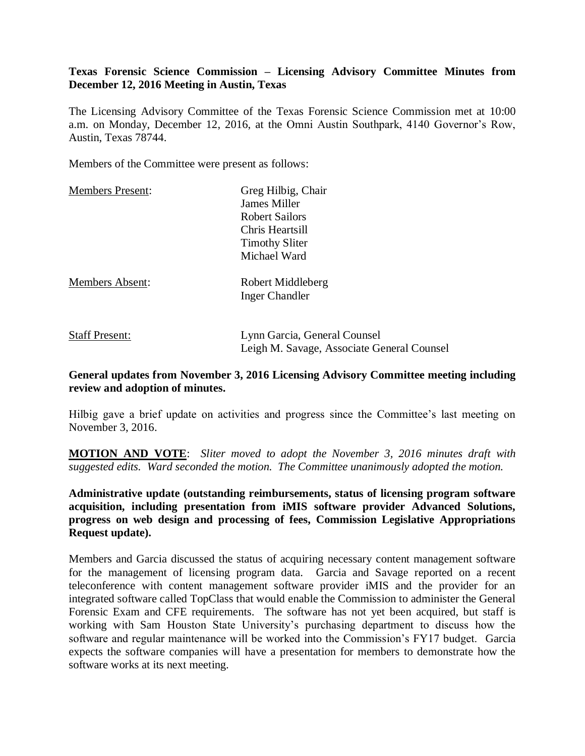**Texas Forensic Science Commission – Licensing Advisory Committee Minutes from December 12, 2016 Meeting in Austin, Texas**

The Licensing Advisory Committee of the Texas Forensic Science Commission met at 10:00 a.m. on Monday, December 12, 2016, at the Omni Austin Southpark, 4140 Governor's Row, Austin, Texas 78744.

Members of the Committee were present as follows:

| | |
|---|---|
| Members Present: | Greg Hilbig, Chair<br>James Miller<br>Robert Sailors<br>Chris Heartsill<br>Timothy Sliter<br>Michael Ward |
| Members Absent: | Robert Middleberg<br>Inger Chandler |
| Staff Present: | Lynn Garcia, General Counsel<br>Leigh M. Savage, Associate General Counsel |

**General updates from November 3, 2016 Licensing Advisory Committee meeting including review and adoption of minutes.**

Hilbig gave a brief update on activities and progress since the Committee's last meeting on November 3, 2016.

**MOTION AND VOTE**: *Sliter moved to adopt the November 3, 2016 minutes draft with suggested edits. Ward seconded the motion. The Committee unanimously adopted the motion.*

**Administrative update (outstanding reimbursements, status of licensing program software acquisition, including presentation from iMIS software provider Advanced Solutions, progress on web design and processing of fees, Commission Legislative Appropriations Request update).**

Members and Garcia discussed the status of acquiring necessary content management software for the management of licensing program data. Garcia and Savage reported on a recent teleconference with content management software provider iMIS and the provider for an integrated software called TopClass that would enable the Commission to administer the General Forensic Exam and CFE requirements. The software has not yet been acquired, but staff is working with Sam Houston State University's purchasing department to discuss how the software and regular maintenance will be worked into the Commission's FY17 budget. Garcia expects the software companies will have a presentation for members to demonstrate how the software works at its next meeting.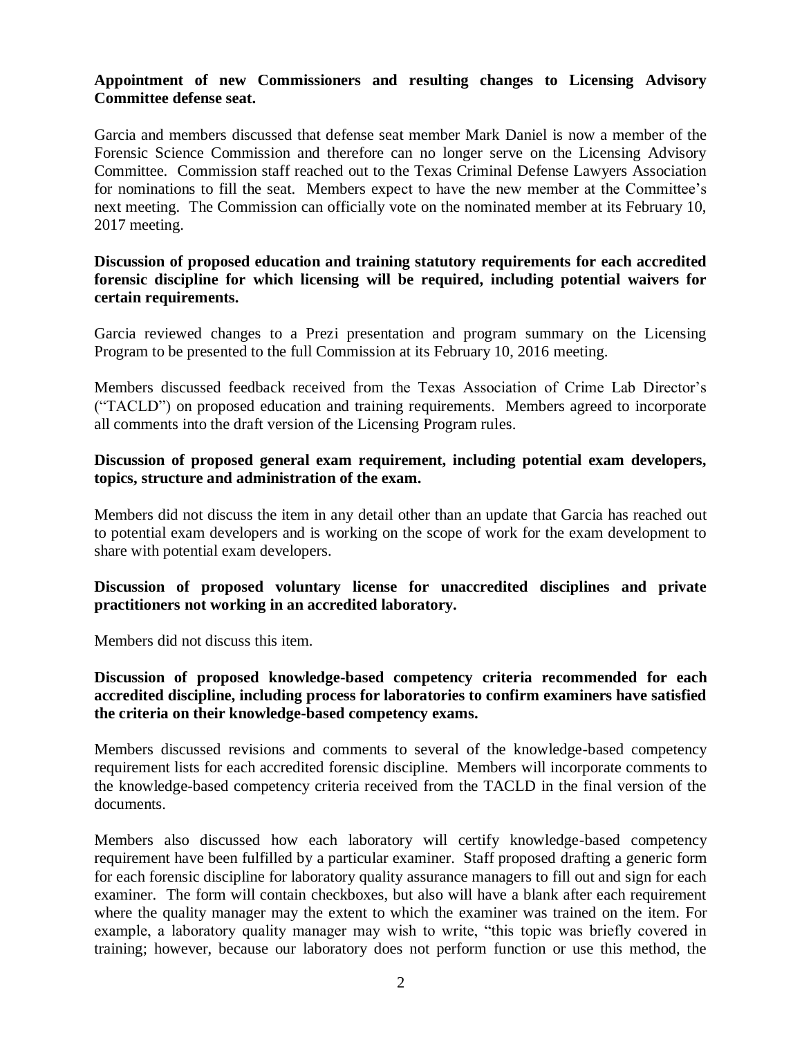**Appointment of new Commissioners and resulting changes to Licensing Advisory Committee defense seat.**

Garcia and members discussed that defense seat member Mark Daniel is now a member of the Forensic Science Commission and therefore can no longer serve on the Licensing Advisory Committee. Commission staff reached out to the Texas Criminal Defense Lawyers Association for nominations to fill the seat. Members expect to have the new member at the Committee's next meeting. The Commission can officially vote on the nominated member at its February 10, 2017 meeting.

**Discussion of proposed education and training statutory requirements for each accredited forensic discipline for which licensing will be required, including potential waivers for certain requirements.**

Garcia reviewed changes to a Prezi presentation and program summary on the Licensing Program to be presented to the full Commission at its February 10, 2016 meeting.

Members discussed feedback received from the Texas Association of Crime Lab Director's ("TACLD") on proposed education and training requirements. Members agreed to incorporate all comments into the draft version of the Licensing Program rules.

**Discussion of proposed general exam requirement, including potential exam developers, topics, structure and administration of the exam.**

Members did not discuss the item in any detail other than an update that Garcia has reached out to potential exam developers and is working on the scope of work for the exam development to share with potential exam developers.

**Discussion of proposed voluntary license for unaccredited disciplines and private practitioners not working in an accredited laboratory.**

Members did not discuss this item.

**Discussion of proposed knowledge-based competency criteria recommended for each accredited discipline, including process for laboratories to confirm examiners have satisfied the criteria on their knowledge-based competency exams.**

Members discussed revisions and comments to several of the knowledge-based competency requirement lists for each accredited forensic discipline. Members will incorporate comments to the knowledge-based competency criteria received from the TACLD in the final version of the documents.

Members also discussed how each laboratory will certify knowledge-based competency requirement have been fulfilled by a particular examiner. Staff proposed drafting a generic form for each forensic discipline for laboratory quality assurance managers to fill out and sign for each examiner. The form will contain checkboxes, but also will have a blank after each requirement where the quality manager may the extent to which the examiner was trained on the item. For example, a laboratory quality manager may wish to write, "this topic was briefly covered in training; however, because our laboratory does not perform function or use this method, the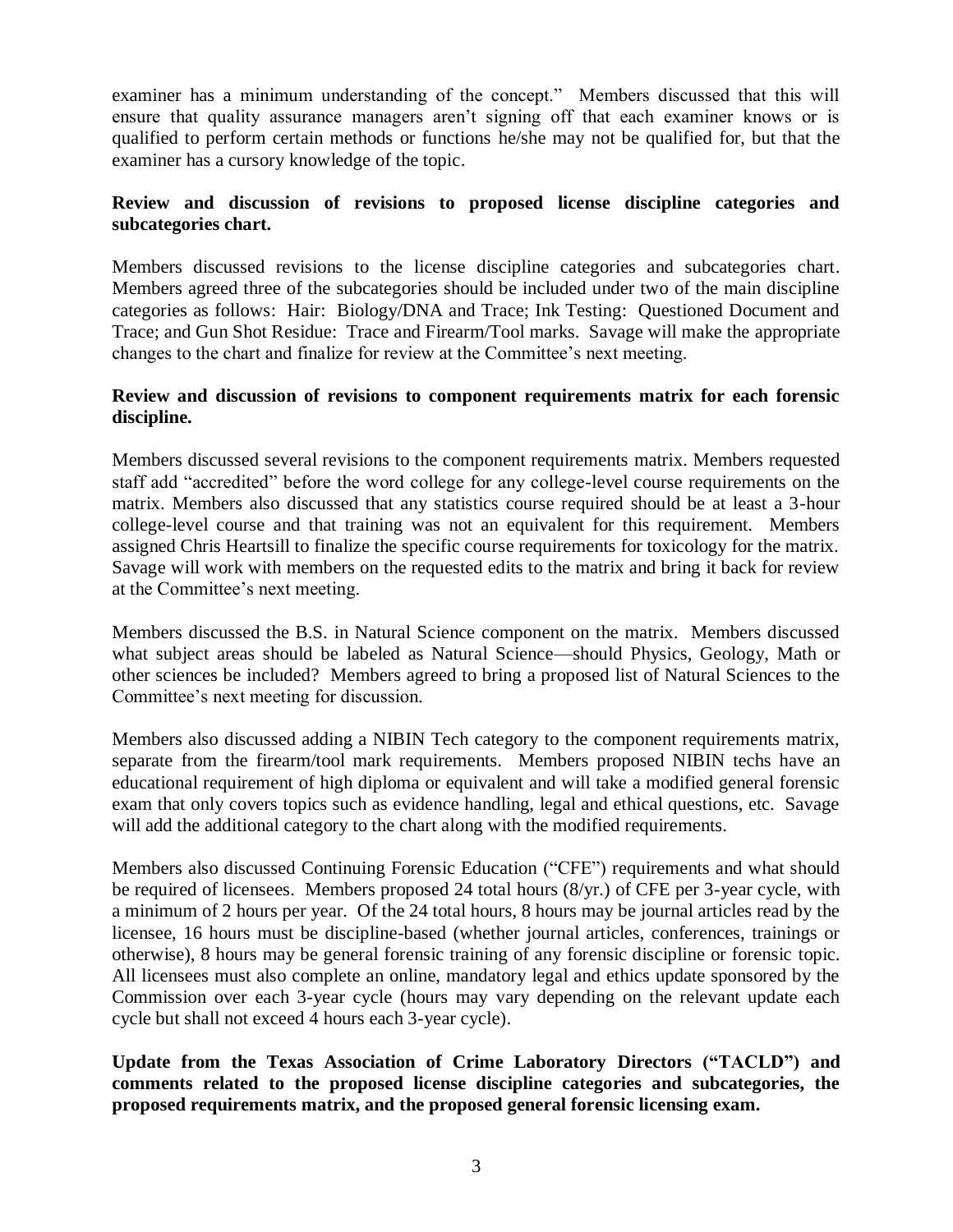examiner has a minimum understanding of the concept." Members discussed that this will ensure that quality assurance managers aren't signing off that each examiner knows or is qualified to perform certain methods or functions he/she may not be qualified for, but that the examiner has a cursory knowledge of the topic.

**Review and discussion of revisions to proposed license discipline categories and subcategories chart.**

Members discussed revisions to the license discipline categories and subcategories chart. Members agreed three of the subcategories should be included under two of the main discipline categories as follows: Hair: Biology/DNA and Trace; Ink Testing: Questioned Document and Trace; and Gun Shot Residue: Trace and Firearm/Tool marks. Savage will make the appropriate changes to the chart and finalize for review at the Committee's next meeting.

**Review and discussion of revisions to component requirements matrix for each forensic discipline.**

Members discussed several revisions to the component requirements matrix. Members requested staff add "accredited" before the word college for any college-level course requirements on the matrix. Members also discussed that any statistics course required should be at least a 3-hour college-level course and that training was not an equivalent for this requirement. Members assigned Chris Heartsill to finalize the specific course requirements for toxicology for the matrix. Savage will work with members on the requested edits to the matrix and bring it back for review at the Committee's next meeting.

Members discussed the B.S. in Natural Science component on the matrix. Members discussed what subject areas should be labeled as Natural Science—should Physics, Geology, Math or other sciences be included? Members agreed to bring a proposed list of Natural Sciences to the Committee's next meeting for discussion.

Members also discussed adding a NIBIN Tech category to the component requirements matrix, separate from the firearm/tool mark requirements. Members proposed NIBIN techs have an educational requirement of high diploma or equivalent and will take a modified general forensic exam that only covers topics such as evidence handling, legal and ethical questions, etc. Savage will add the additional category to the chart along with the modified requirements.

Members also discussed Continuing Forensic Education ("CFE") requirements and what should be required of licensees. Members proposed 24 total hours (8/yr.) of CFE per 3-year cycle, with a minimum of 2 hours per year. Of the 24 total hours, 8 hours may be journal articles read by the licensee, 16 hours must be discipline-based (whether journal articles, conferences, trainings or otherwise), 8 hours may be general forensic training of any forensic discipline or forensic topic. All licensees must also complete an online, mandatory legal and ethics update sponsored by the Commission over each 3-year cycle (hours may vary depending on the relevant update each cycle but shall not exceed 4 hours each 3-year cycle).

**Update from the Texas Association of Crime Laboratory Directors ("TACLD") and comments related to the proposed license discipline categories and subcategories, the proposed requirements matrix, and the proposed general forensic licensing exam.**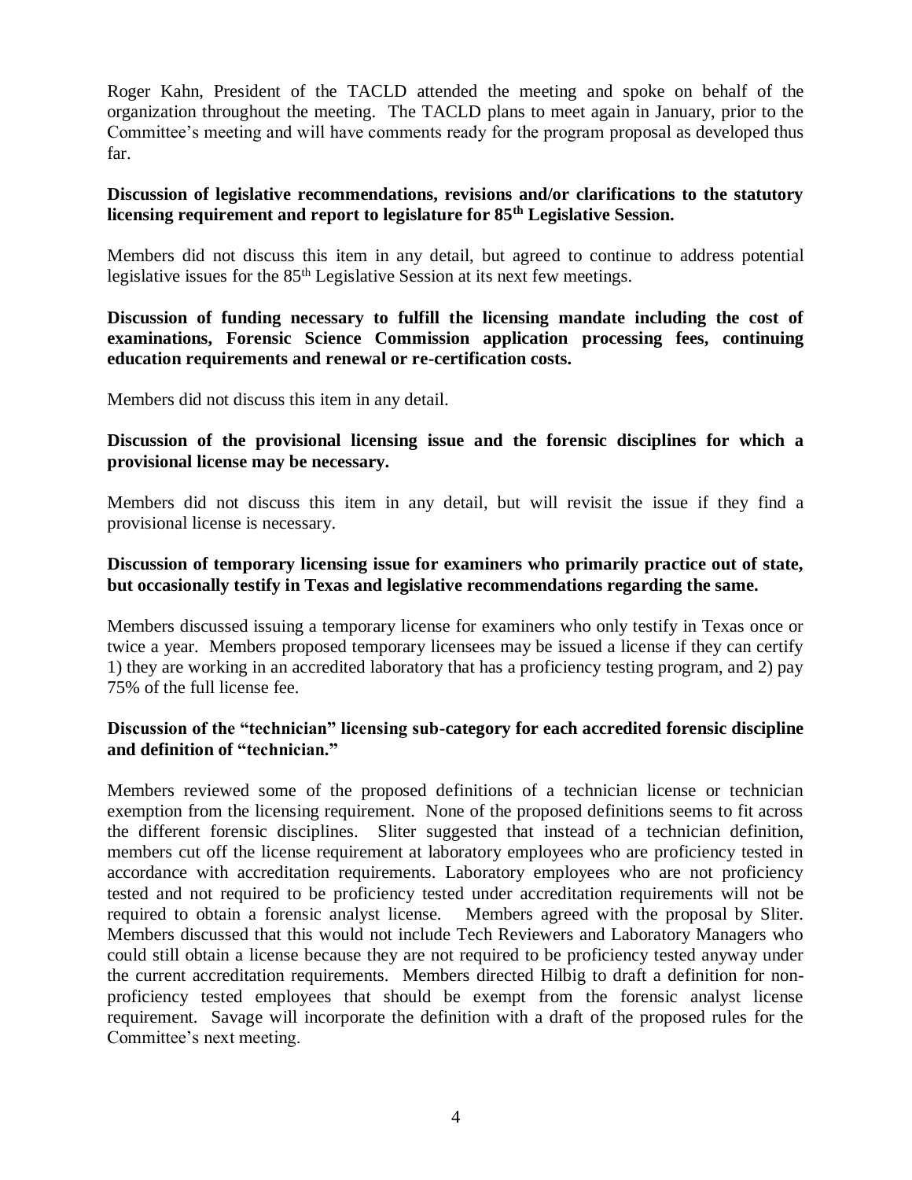Roger Kahn, President of the TACLD attended the meeting and spoke on behalf of the organization throughout the meeting. The TACLD plans to meet again in January, prior to the Committee's meeting and will have comments ready for the program proposal as developed thus far.

**Discussion of legislative recommendations, revisions and/or clarifications to the statutory licensing requirement and report to legislature for 85th Legislative Session.**

Members did not discuss this item in any detail, but agreed to continue to address potential legislative issues for the 85th Legislative Session at its next few meetings.

**Discussion of funding necessary to fulfill the licensing mandate including the cost of examinations, Forensic Science Commission application processing fees, continuing education requirements and renewal or re-certification costs.**

Members did not discuss this item in any detail.

**Discussion of the provisional licensing issue and the forensic disciplines for which a provisional license may be necessary.**

Members did not discuss this item in any detail, but will revisit the issue if they find a provisional license is necessary.

**Discussion of temporary licensing issue for examiners who primarily practice out of state, but occasionally testify in Texas and legislative recommendations regarding the same.**

Members discussed issuing a temporary license for examiners who only testify in Texas once or twice a year. Members proposed temporary licensees may be issued a license if they can certify 1) they are working in an accredited laboratory that has a proficiency testing program, and 2) pay 75% of the full license fee.

**Discussion of the "technician" licensing sub-category for each accredited forensic discipline and definition of "technician."**

Members reviewed some of the proposed definitions of a technician license or technician exemption from the licensing requirement. None of the proposed definitions seems to fit across the different forensic disciplines. Sliter suggested that instead of a technician definition, members cut off the license requirement at laboratory employees who are proficiency tested in accordance with accreditation requirements. Laboratory employees who are not proficiency tested and not required to be proficiency tested under accreditation requirements will not be required to obtain a forensic analyst license. Members agreed with the proposal by Sliter. Members discussed that this would not include Tech Reviewers and Laboratory Managers who could still obtain a license because they are not required to be proficiency tested anyway under the current accreditation requirements. Members directed Hilbig to draft a definition for non-proficiency tested employees that should be exempt from the forensic analyst license requirement. Savage will incorporate the definition with a draft of the proposed rules for the Committee's next meeting.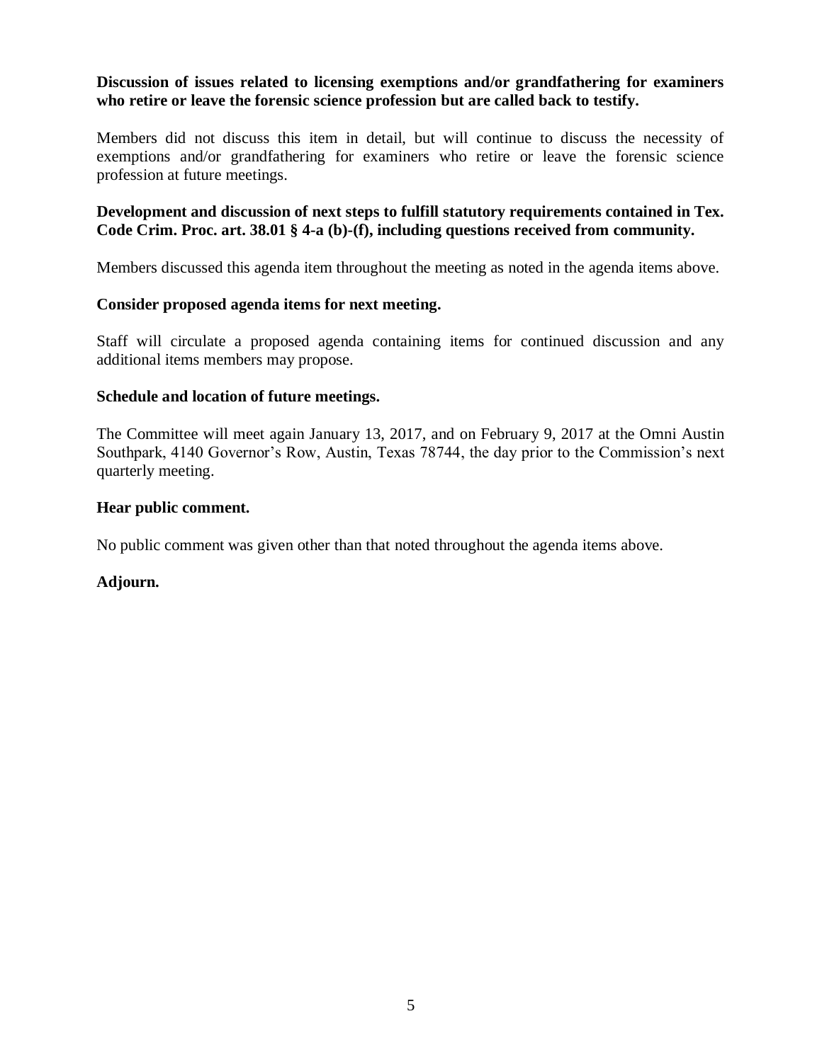**Discussion of issues related to licensing exemptions and/or grandfathering for examiners who retire or leave the forensic science profession but are called back to testify.**

Members did not discuss this item in detail, but will continue to discuss the necessity of exemptions and/or grandfathering for examiners who retire or leave the forensic science profession at future meetings.

**Development and discussion of next steps to fulfill statutory requirements contained in Tex. Code Crim. Proc. art. 38.01 § 4-a (b)-(f), including questions received from community.**

Members discussed this agenda item throughout the meeting as noted in the agenda items above.

**Consider proposed agenda items for next meeting.**

Staff will circulate a proposed agenda containing items for continued discussion and any additional items members may propose.

**Schedule and location of future meetings.**

The Committee will meet again January 13, 2017, and on February 9, 2017 at the Omni Austin Southpark, 4140 Governor's Row, Austin, Texas 78744, the day prior to the Commission's next quarterly meeting.

**Hear public comment.**

No public comment was given other than that noted throughout the agenda items above.

**Adjourn.**